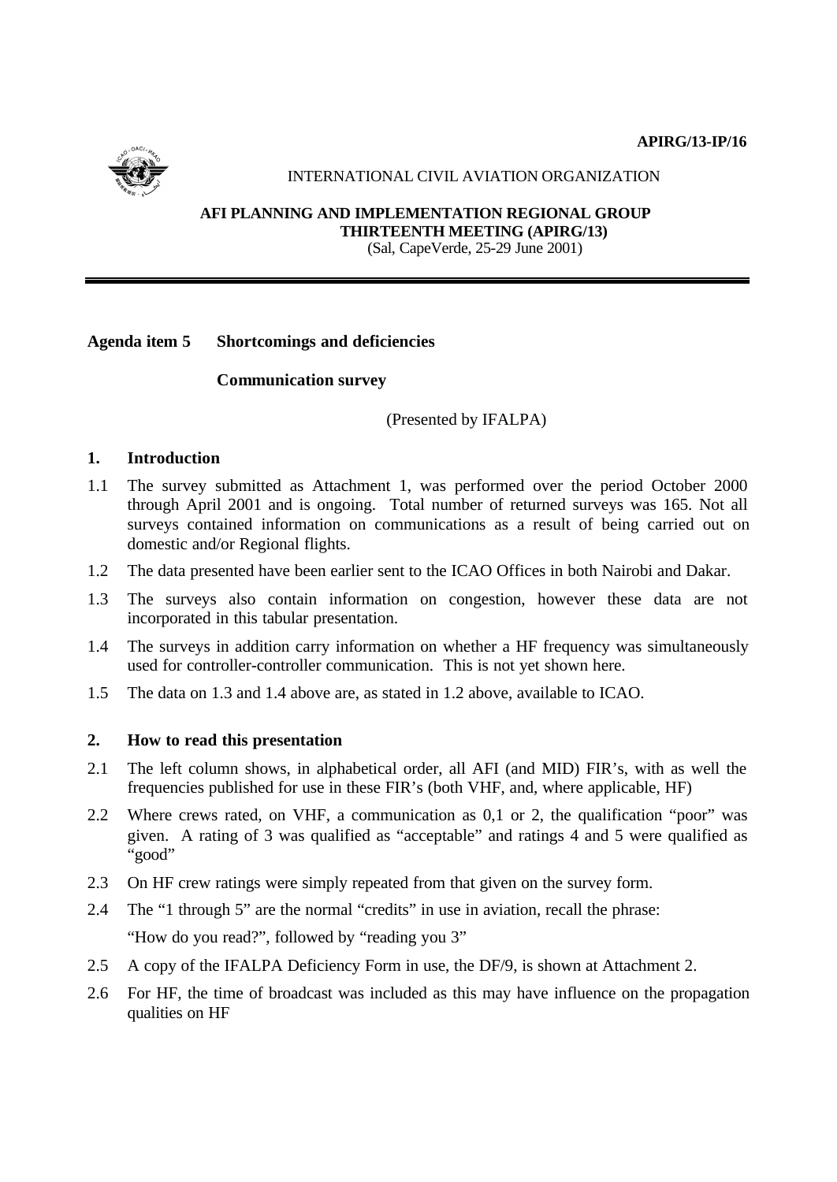**APIRG/13-IP/16**

INTERNATIONAL CIVIL AVIATION ORGANIZATION

**AFI PLANNING AND IMPLEMENTATION REGIONAL GROUP**
**THIRTEENTH MEETING (APIRG/13)**
(Sal, CapeVerde, 25-29 June 2001)

---

**Agenda item 5 Shortcomings and deficiencies**

**Communication survey**

(Presented by IFALPA)

## 1. Introduction

1.1 The survey submitted as Attachment 1, was performed over the period October 2000 through April 2001 and is ongoing. Total number of returned surveys was 165. Not all surveys contained information on communications as a result of being carried out on domestic and/or Regional flights.

1.2 The data presented have been earlier sent to the ICAO Offices in both Nairobi and Dakar.

1.3 The surveys also contain information on congestion, however these data are not incorporated in this tabular presentation.

1.4 The surveys in addition carry information on whether a HF frequency was simultaneously used for controller-controller communication. This is not yet shown here.

1.5 The data on 1.3 and 1.4 above are, as stated in 1.2 above, available to ICAO.

## 2. How to read this presentation

2.1 The left column shows, in alphabetical order, all AFI (and MID) FIR's, with as well the frequencies published for use in these FIR's (both VHF, and, where applicable, HF)

2.2 Where crews rated, on VHF, a communication as 0,1 or 2, the qualification "poor" was given. A rating of 3 was qualified as "acceptable" and ratings 4 and 5 were qualified as "good"

2.3 On HF crew ratings were simply repeated from that given on the survey form.

2.4 The "1 through 5" are the normal "credits" in use in aviation, recall the phrase:

"How do you read?", followed by "reading you 3"

2.5 A copy of the IFALPA Deficiency Form in use, the DF/9, is shown at Attachment 2.

2.6 For HF, the time of broadcast was included as this may have influence on the propagation qualities on HF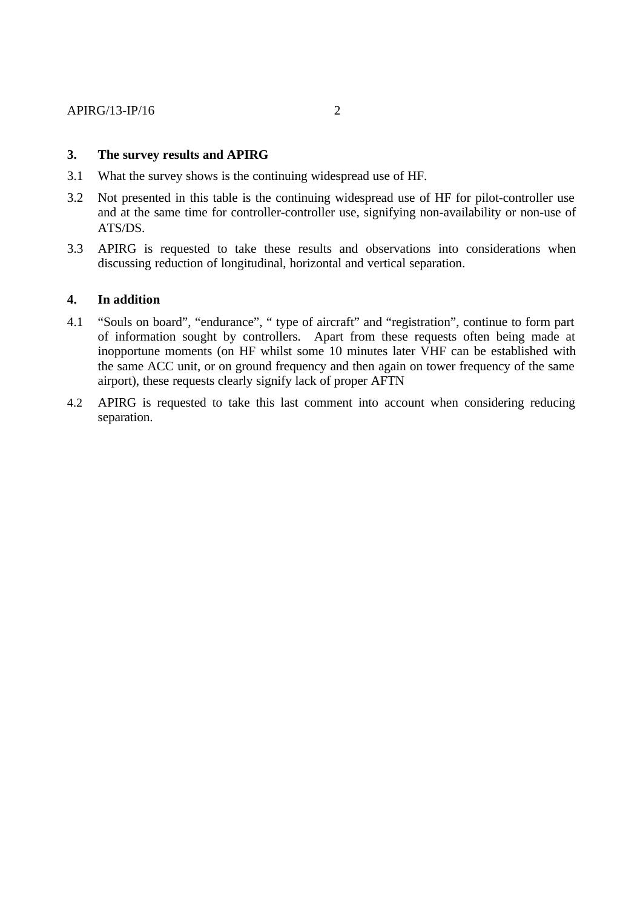## 3. The survey results and APIRG

3.1 What the survey shows is the continuing widespread use of HF.

3.2 Not presented in this table is the continuing widespread use of HF for pilot-controller use and at the same time for controller-controller use, signifying non-availability or non-use of ATS/DS.

3.3 APIRG is requested to take these results and observations into considerations when discussing reduction of longitudinal, horizontal and vertical separation.

## 4. In addition

4.1 "Souls on board", "endurance", " type of aircraft" and "registration", continue to form part of information sought by controllers. Apart from these requests often being made at inopportune moments (on HF whilst some 10 minutes later VHF can be established with the same ACC unit, or on ground frequency and then again on tower frequency of the same airport), these requests clearly signify lack of proper AFTN

4.2 APIRG is requested to take this last comment into account when considering reducing separation.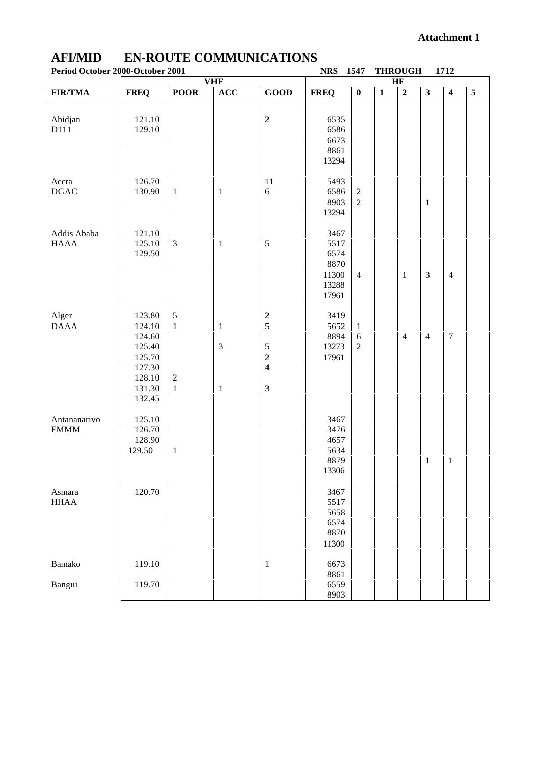**Attachment 1**

# AFI/MID EN-ROUTE COMMUNICATIONS

**Period October 2000-October 2001** **NRS 1547 THROUGH 1712**

| | VHF | | | | HF | | | | | | |
|---|---|---|---|---|---|---|---|---|---|---|---|
| **FIR/TMA** | **FREQ** | **POOR** | **ACC** | **GOOD** | **FREQ** | **0** | **1** | **2** | **3** | **4** | **5** |
| Abidjan | 121.10 | | | 2 | 6535 | | | | | | |
| D111 | 129.10 | | | | 6586 | | | | | | |
| | | | | | 6673 | | | | | | |
| | | | | | 8861 | | | | | | |
| | | | | | 13294 | | | | | | |
| Accra | 126.70 | | | 11 | 5493 | | | | | | |
| DGAC | 130.90 | 1 | 1 | 6 | 6586 | 2 | | | | | |
| | | | | | 8903 | 2 | | | 1 | | |
| | | | | | 13294 | | | | | | |
| Addis Ababa | 121.10 | | | | 3467 | | | | | | |
| HAAA | 125.10 | 3 | 1 | 5 | 5517 | | | | | | |
| | 129.50 | | | | 6574 | | | | | | |
| | | | | | 8870 | | | | | | |
| | | | | | 11300 | 4 | | 1 | 3 | 4 | |
| | | | | | 13288 | | | | | | |
| | | | | | 17961 | | | | | | |
| Alger | 123.80 | 5 | | 2 | 3419 | | | | | | |
| DAAA | 124.10 | 1 | 1 | 5 | 5652 | 1 | | | | | |
| | 124.60 | | | | 8894 | 6 | | 4 | 4 | 7 | |
| | 125.40 | | 3 | 5 | 13273 | 2 | | | | | |
| | 125.70 | | | 2 | 17961 | | | | | | |
| | 127.30 | | | 4 | | | | | | | |
| | 128.10 | 2 | | | | | | | | | |
| | 131.30 | 1 | 1 | 3 | | | | | | | |
| | 132.45 | | | | | | | | | | |
| Antananarivo | 125.10 | | | | 3467 | | | | | | |
| FMMM | 126.70 | | | | 3476 | | | | | | |
| | 128.90 | | | | 4657 | | | | | | |
| | 129.50 | 1 | | | 5634 | | | | | | |
| | | | | | 8879 | | | | 1 | 1 | |
| | | | | | 13306 | | | | | | |
| Asmara | 120.70 | | | | 3467 | | | | | | |
| HHAA | | | | | 5517 | | | | | | |
| | | | | | 5658 | | | | | | |
| | | | | | 6574 | | | | | | |
| | | | | | 8870 | | | | | | |
| | | | | | 11300 | | | | | | |
| Bamako | 119.10 | | | 1 | 6673 | | | | | | |
| | | | | | 8861 | | | | | | |
| Bangui | 119.70 | | | | 6559 | | | | | | |
| | | | | | 8903 | | | | | | |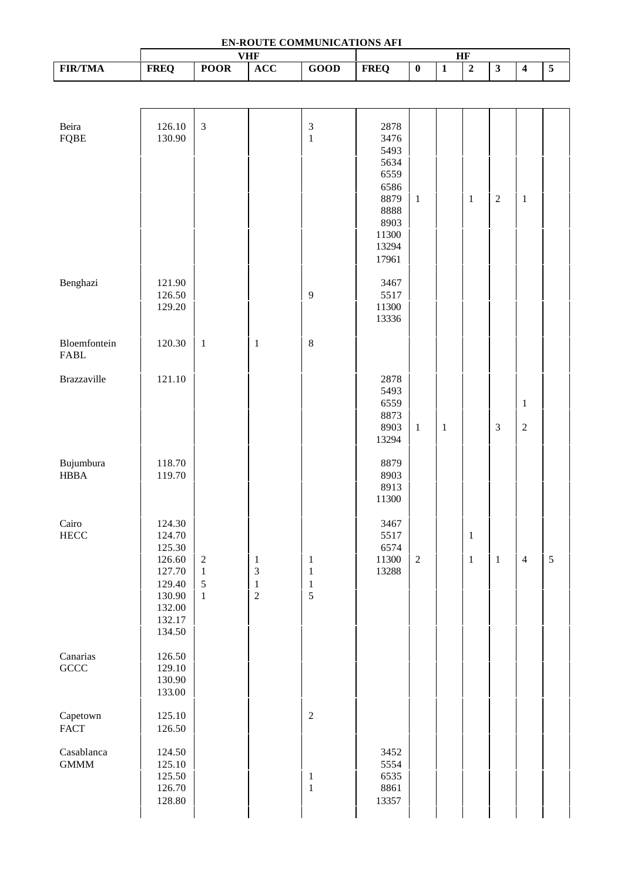**EN-ROUTE COMMUNICATIONS AFI**

| | VHF | | | | HF | | | | | | |
|---|---|---|---|---|---|---|---|---|---|---|---|
| **FIR/TMA** | **FREQ** | **POOR** | **ACC** | **GOOD** | **FREQ** | **0** | **1** | **2** | **3** | **4** | **5** |
| Beira | 126.10 | 3 | | 3 | 2878 | | | | | | |
| FQBE | 130.90 | | | 1 | 3476 | | | | | | |
| | | | | | 5493 | | | | | | |
| | | | | | 5634 | | | | | | |
| | | | | | 6559 | | | | | | |
| | | | | | 6586 | | | | | | |
| | | | | | 8879 | 1 | | 1 | 2 | 1 | |
| | | | | | 8888 | | | | | | |
| | | | | | 8903 | | | | | | |
| | | | | | 11300 | | | | | | |
| | | | | | 13294 | | | | | | |
| | | | | | 17961 | | | | | | |
| Benghazi | 121.90 | | | | 3467 | | | | | | |
| | 126.50 | | | 9 | 5517 | | | | | | |
| | 129.20 | | | | 11300 | | | | | | |
| | | | | | 13336 | | | | | | |
| Bloemfontein | 120.30 | 1 | 1 | 8 | | | | | | | |
| FABL | | | | | | | | | | | |
| Brazzaville | 121.10 | | | | 2878 | | | | | | |
| | | | | | 5493 | | | | | | |
| | | | | | 6559 | | | | | 1 | |
| | | | | | 8873 | | | | | | |
| | | | | | 8903 | 1 | 1 | | 3 | 2 | |
| | | | | | 13294 | | | | | | |
| Bujumbura | 118.70 | | | | 8879 | | | | | | |
| HBBA | 119.70 | | | | 8903 | | | | | | |
| | | | | | 8913 | | | | | | |
| | | | | | 11300 | | | | | | |
| Cairo | 124.30 | | | | 3467 | | | | | | |
| HECC | 124.70 | | | | 5517 | | | 1 | | | |
| | 125.30 | | | | 6574 | | | | | | |
| | 126.60 | 2 | 1 | 1 | 11300 | 2 | | 1 | 1 | 4 | 5 |
| | 127.70 | 1 | 3 | 1 | 13288 | | | | | | |
| | 129.40 | 5 | 1 | 1 | | | | | | | |
| | 130.90 | 1 | 2 | 5 | | | | | | | |
| | 132.00 | | | | | | | | | | |
| | 132.17 | | | | | | | | | | |
| | 134.50 | | | | | | | | | | |
| Canarias | 126.50 | | | | | | | | | | |
| GCCC | 129.10 | | | | | | | | | | |
| | 130.90 | | | | | | | | | | |
| | 133.00 | | | | | | | | | | |
| Capetown | 125.10 | | | 2 | | | | | | | |
| FACT | 126.50 | | | | | | | | | | |
| Casablanca | 124.50 | | | | 3452 | | | | | | |
| GMMM | 125.10 | | | | 5554 | | | | | | |
| | 125.50 | | | 1 | 6535 | | | | | | |
| | 126.70 | | | 1 | 8861 | | | | | | |
| | 128.80 | | | | 13357 | | | | | | |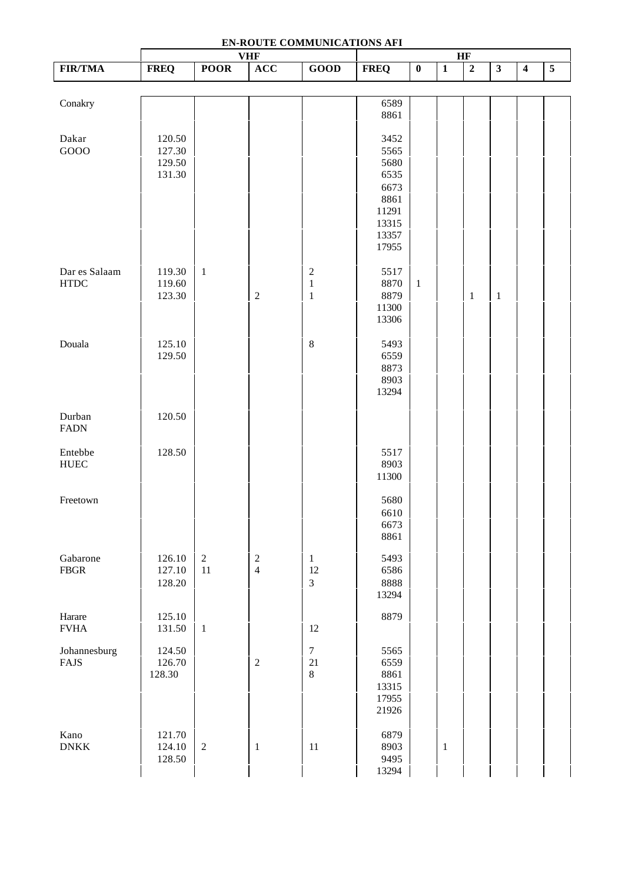## EN-ROUTE COMMUNICATIONS AFI

| | VHF | | | | HF | | | | | | |
|---|---|---|---|---|---|---|---|---|---|---|---|
| FIR/TMA | FREQ | POOR | ACC | GOOD | FREQ | 0 | 1 | 2 | 3 | 4 | 5 |
| Conakry | | | | | 6589 | | | | | | |
| | | | | | 8861 | | | | | | |
| Dakar | 120.50 | | | | 3452 | | | | | | |
| GOOO | 127.30 | | | | 5565 | | | | | | |
| | 129.50 | | | | 5680 | | | | | | |
| | 131.30 | | | | 6535 | | | | | | |
| | | | | | 6673 | | | | | | |
| | | | | | 8861 | | | | | | |
| | | | | | 11291 | | | | | | |
| | | | | | 13315 | | | | | | |
| | | | | | 13357 | | | | | | |
| | | | | | 17955 | | | | | | |
| Dar es Salaam | 119.30 | 1 | | 2 | 5517 | | | | | | |
| HTDC | 119.60 | | | 1 | 8870 | 1 | | | | | |
| | 123.30 | | 2 | 1 | 8879 | | | 1 | 1 | | |
| | | | | | 11300 | | | | | | |
| | | | | | 13306 | | | | | | |
| Douala | 125.10 | | | 8 | 5493 | | | | | | |
| | 129.50 | | | | 6559 | | | | | | |
| | | | | | 8873 | | | | | | |
| | | | | | 8903 | | | | | | |
| | | | | | 13294 | | | | | | |
| Durban | 120.50 | | | | | | | | | | |
| FADN | | | | | | | | | | | |
| Entebbe | 128.50 | | | | 5517 | | | | | | |
| HUEC | | | | | 8903 | | | | | | |
| | | | | | 11300 | | | | | | |
| Freetown | | | | | 5680 | | | | | | |
| | | | | | 6610 | | | | | | |
| | | | | | 6673 | | | | | | |
| | | | | | 8861 | | | | | | |
| Gabarone | 126.10 | 2 | 2 | 1 | 5493 | | | | | | |
| FBGR | 127.10 | 11 | 4 | 12 | 6586 | | | | | | |
| | 128.20 | | | 3 | 8888 | | | | | | |
| | | | | | 13294 | | | | | | |
| Harare | 125.10 | | | | 8879 | | | | | | |
| FVHA | 131.50 | 1 | | 12 | | | | | | | |
| Johannesburg | 124.50 | | | 7 | 5565 | | | | | | |
| FAJS | 126.70 | | 2 | 21 | 6559 | | | | | | |
| | 128.30 | | | 8 | 8861 | | | | | | |
| | | | | | 13315 | | | | | | |
| | | | | | 17955 | | | | | | |
| | | | | | 21926 | | | | | | |
| Kano | 121.70 | | | | 6879 | | | | | | |
| DNKK | 124.10 | 2 | 1 | 11 | 8903 | | 1 | | | | |
| | 128.50 | | | | 9495 | | | | | | |
| | | | | | 13294 | | | | | | |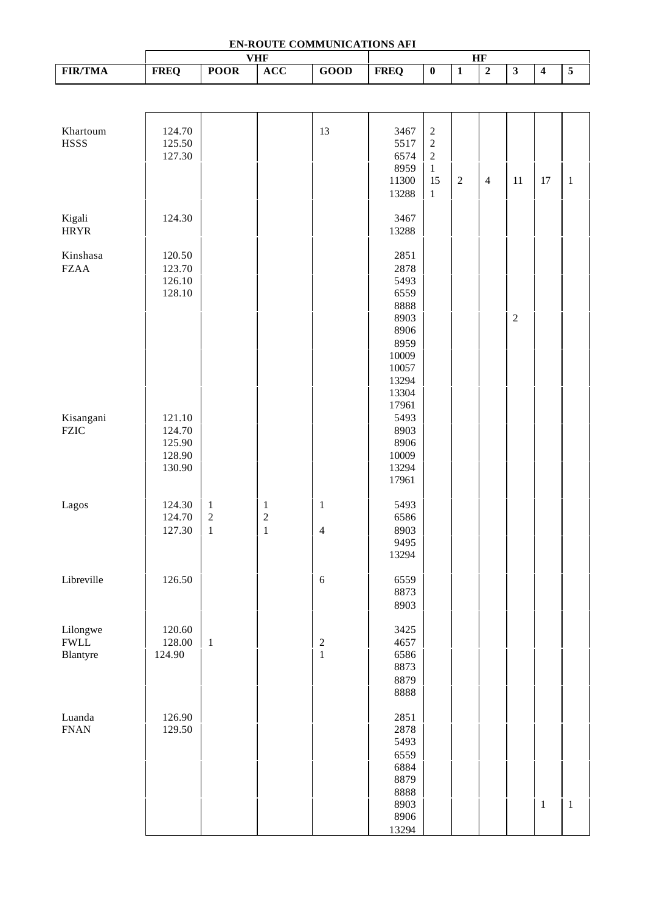**EN-ROUTE COMMUNICATIONS AFI**

| FIR/TMA | VHF FREQ | POOR | ACC | GOOD | HF FREQ | 0 | 1 | 2 | 3 | 4 | 5 |
|---|---|---|---|---|---|---|---|---|---|---|---|
| Khartoum | 124.70 | | | 13 | 3467 | 2 | | | | | |
| HSSS | 125.50 | | | | 5517 | 2 | | | | | |
| | 127.30 | | | | 6574 | 2 | | | | | |
| | | | | | 8959 | 1 | | | | | |
| | | | | | 11300 | 15 | 2 | 4 | 11 | 17 | 1 |
| | | | | | 13288 | 1 | | | | | |
| Kigali | 124.30 | | | | 3467 | | | | | | |
| HRYR | | | | | 13288 | | | | | | |
| Kinshasa | 120.50 | | | | 2851 | | | | | | |
| FZAA | 123.70 | | | | 2878 | | | | | | |
| | 126.10 | | | | 5493 | | | | | | |
| | 128.10 | | | | 6559 | | | | | | |
| | | | | | 8888 | | | | | | |
| | | | | | 8903 | | | | 2 | | |
| | | | | | 8906 | | | | | | |
| | | | | | 8959 | | | | | | |
| | | | | | 10009 | | | | | | |
| | | | | | 10057 | | | | | | |
| | | | | | 13294 | | | | | | |
| | | | | | 13304 | | | | | | |
| | | | | | 17961 | | | | | | |
| Kisangani | 121.10 | | | | 5493 | | | | | | |
| FZIC | 124.70 | | | | 8903 | | | | | | |
| | 125.90 | | | | 8906 | | | | | | |
| | 128.90 | | | | 10009 | | | | | | |
| | 130.90 | | | | 13294 | | | | | | |
| | | | | | 17961 | | | | | | |
| Lagos | 124.30 | 1 | 1 | 1 | 5493 | | | | | | |
| | 124.70 | 2 | 2 | | 6586 | | | | | | |
| | 127.30 | 1 | 1 | 4 | 8903 | | | | | | |
| | | | | | 9495 | | | | | | |
| | | | | | 13294 | | | | | | |
| Libreville | 126.50 | | | 6 | 6559 | | | | | | |
| | | | | | 8873 | | | | | | |
| | | | | | 8903 | | | | | | |
| Lilongwe | 120.60 | | | | 3425 | | | | | | |
| FWLL | 128.00 | 1 | | 2 | 4657 | | | | | | |
| Blantyre | 124.90 | | | 1 | 6586 | | | | | | |
| | | | | | 8873 | | | | | | |
| | | | | | 8879 | | | | | | |
| | | | | | 8888 | | | | | | |
| Luanda | 126.90 | | | | 2851 | | | | | | |
| FNAN | 129.50 | | | | 2878 | | | | | | |
| | | | | | 5493 | | | | | | |
| | | | | | 6559 | | | | | | |
| | | | | | 6884 | | | | | | |
| | | | | | 8879 | | | | | | |
| | | | | | 8888 | | | | | | |
| | | | | | 8903 | | | | | 1 | 1 |
| | | | | | 8906 | | | | | | |
| | | | | | 13294 | | | | | | |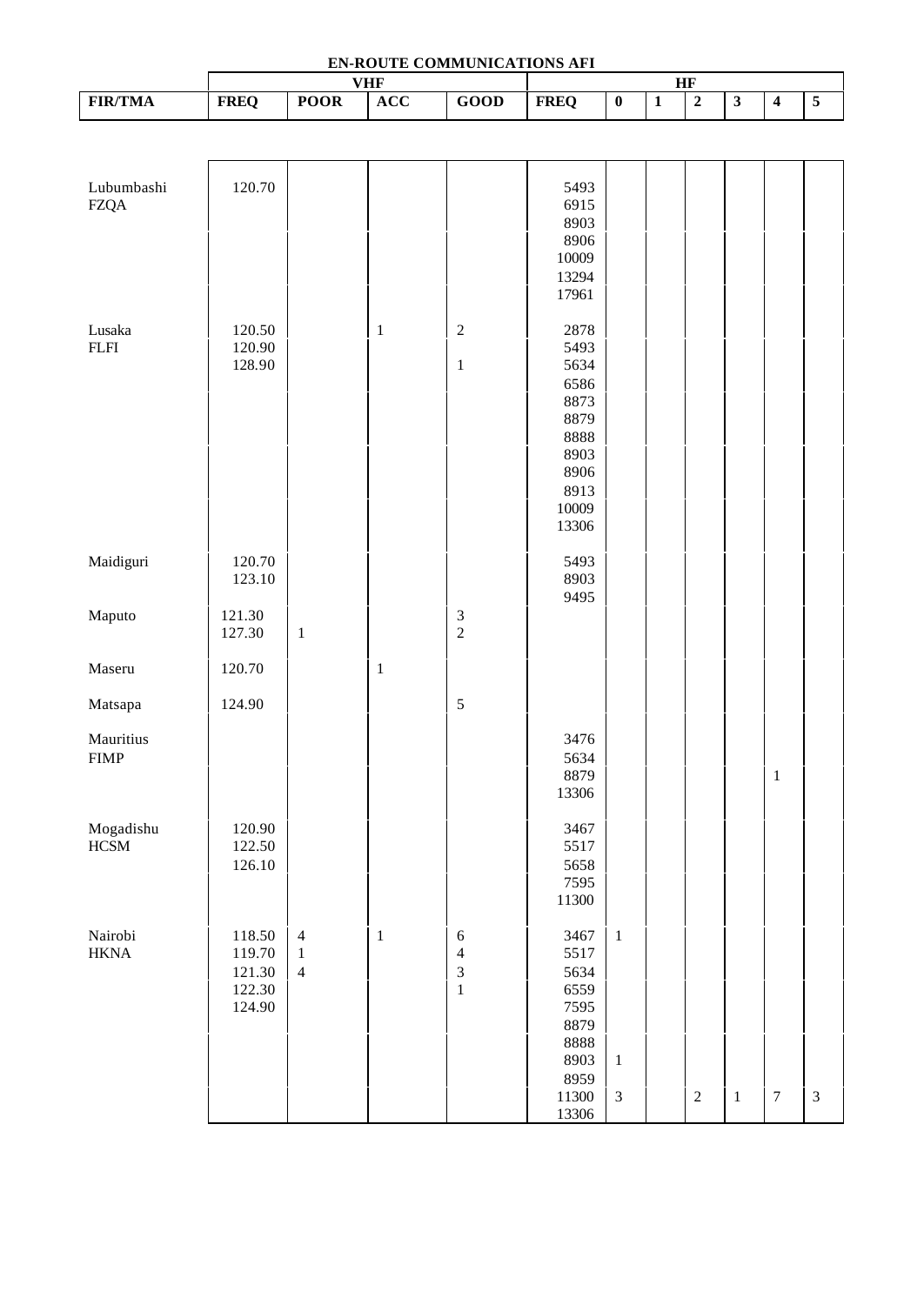**EN-ROUTE COMMUNICATIONS AFI**

| FIR/TMA | VHF | | | | HF | | | | | | |
|---|---|---|---|---|---|---|---|---|---|---|---|
| | FREQ | POOR | ACC | GOOD | FREQ | 0 | 1 | 2 | 3 | 4 | 5 |
| Lubumbashi | 120.70 | | | | 5493 | | | | | | |
| FZQA | | | | | 6915 | | | | | | |
| | | | | | 8903 | | | | | | |
| | | | | | 8906 | | | | | | |
| | | | | | 10009 | | | | | | |
| | | | | | 13294 | | | | | | |
| | | | | | 17961 | | | | | | |
| Lusaka | 120.50 | | 1 | 2 | 2878 | | | | | | |
| FLFI | 120.90 | | | | 5493 | | | | | | |
| | 128.90 | | | 1 | 5634 | | | | | | |
| | | | | | 6586 | | | | | | |
| | | | | | 8873 | | | | | | |
| | | | | | 8879 | | | | | | |
| | | | | | 8888 | | | | | | |
| | | | | | 8903 | | | | | | |
| | | | | | 8906 | | | | | | |
| | | | | | 8913 | | | | | | |
| | | | | | 10009 | | | | | | |
| | | | | | 13306 | | | | | | |
| Maidiguri | 120.70 | | | | 5493 | | | | | | |
| | 123.10 | | | | 8903 | | | | | | |
| | | | | | 9495 | | | | | | |
| Maputo | 121.30 | | | 3 | | | | | | | |
| | 127.30 | 1 | | 2 | | | | | | | |
| Maseru | 120.70 | | 1 | | | | | | | | |
| Matsapa | 124.90 | | | 5 | | | | | | | |
| Mauritius | | | | | 3476 | | | | | | |
| FIMP | | | | | 5634 | | | | | | |
| | | | | | 8879 | | | | | 1 | |
| | | | | | 13306 | | | | | | |
| Mogadishu | 120.90 | | | | 3467 | | | | | | |
| HCSM | 122.50 | | | | 5517 | | | | | | |
| | 126.10 | | | | 5658 | | | | | | |
| | | | | | 7595 | | | | | | |
| | | | | | 11300 | | | | | | |
| Nairobi | 118.50 | 4 | 1 | 6 | 3467 | 1 | | | | | |
| HKNA | 119.70 | 1 | | 4 | 5517 | | | | | | |
| | 121.30 | 4 | | 3 | 5634 | | | | | | |
| | 122.30 | | | 1 | 6559 | | | | | | |
| | 124.90 | | | | 7595 | | | | | | |
| | | | | | 8879 | | | | | | |
| | | | | | 8888 | | | | | | |
| | | | | | 8903 | 1 | | | | | |
| | | | | | 8959 | | | | | | |
| | | | | | 11300 | 3 | | 2 | 1 | 7 | 3 |
| | | | | | 13306 | | | | | | |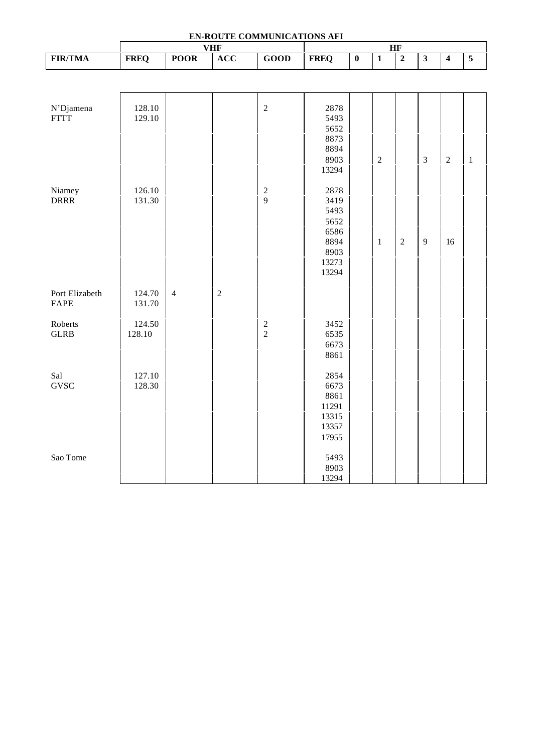**EN-ROUTE COMMUNICATIONS AFI**

| | VHF | | | | HF | | | | | | |
|---|---|---|---|---|---|---|---|---|---|---|---|
| FIR/TMA | FREQ | POOR | ACC | GOOD | FREQ | 0 | 1 | 2 | 3 | 4 | 5 |
| N'Djamena FTTT | 128.10<br>129.10 | | | 2 | 2878<br>5493<br>5652<br>8873<br>8894<br>8903<br>13294 | | 2 | | 3 | 2 | 1 |
| Niamey DRRR | 126.10<br>131.30 | | | 2<br>9 | 2878<br>3419<br>5493<br>5652<br>6586<br>8894<br>8903<br>13273<br>13294 | | 1 | 2 | 9 | 16 | |
| Port Elizabeth FAPE | 124.70<br>131.70 | 4 | 2 | | | | | | | | |
| Roberts GLRB | 124.50<br>128.10 | | | 2<br>2 | 3452<br>6535<br>6673<br>8861 | | | | | | |
| Sal GVSC | 127.10<br>128.30 | | | | 2854<br>6673<br>8861<br>11291<br>13315<br>13357<br>17955 | | | | | | |
| Sao Tome | | | | | 5493<br>8903<br>13294 | | | | | | |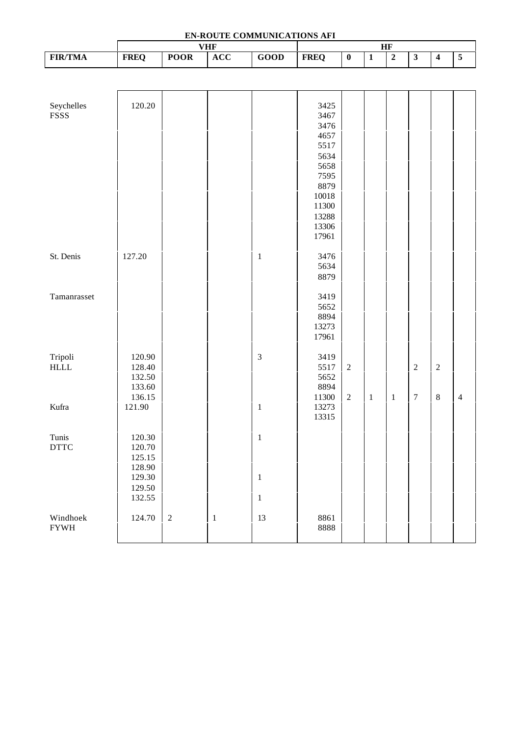## EN-ROUTE COMMUNICATIONS AFI

| | VHF | | | | HF | | | | | | |
|---|---|---|---|---|---|---|---|---|---|---|---|
| **FIR/TMA** | **FREQ** | **POOR** | **ACC** | **GOOD** | **FREQ** | **0** | **1** | **2** | **3** | **4** | **5** |
| Seychelles FSSS | 120.20 | | | | 3425 | | | | | | |
| | | | | | 3467 | | | | | | |
| | | | | | 3476 | | | | | | |
| | | | | | 4657 | | | | | | |
| | | | | | 5517 | | | | | | |
| | | | | | 5634 | | | | | | |
| | | | | | 5658 | | | | | | |
| | | | | | 7595 | | | | | | |
| | | | | | 8879 | | | | | | |
| | | | | | 10018 | | | | | | |
| | | | | | 11300 | | | | | | |
| | | | | | 13288 | | | | | | |
| | | | | | 13306 | | | | | | |
| | | | | | 17961 | | | | | | |
| St. Denis | 127.20 | | | 1 | 3476 | | | | | | |
| | | | | | 5634 | | | | | | |
| | | | | | 8879 | | | | | | |
| Tamanrasset | | | | | 3419 | | | | | | |
| | | | | | 5652 | | | | | | |
| | | | | | 8894 | | | | | | |
| | | | | | 13273 | | | | | | |
| | | | | | 17961 | | | | | | |
| Tripoli HLLL | 120.90 | | | 3 | 3419 | | | | | | |
| | 128.40 | | | | 5517 | 2 | | | 2 | 2 | |
| | 132.50 | | | | 5652 | | | | | | |
| | 133.60 | | | | 8894 | | | | | | |
| | 136.15 | | | | 11300 | 2 | 1 | 1 | 7 | 8 | 4 |
| Kufra | 121.90 | | | 1 | 13273 | | | | | | |
| | | | | | 13315 | | | | | | |
| Tunis DTTC | 120.30 | | | 1 | | | | | | | |
| | 120.70 | | | | | | | | | | |
| | 125.15 | | | | | | | | | | |
| | 128.90 | | | | | | | | | | |
| | 129.30 | | | 1 | | | | | | | |
| | 129.50 | | | | | | | | | | |
| | 132.55 | | | 1 | | | | | | | |
| Windhoek FYWH | 124.70 | 2 | 1 | 13 | 8861 | | | | | | |
| | | | | | 8888 | | | | | | |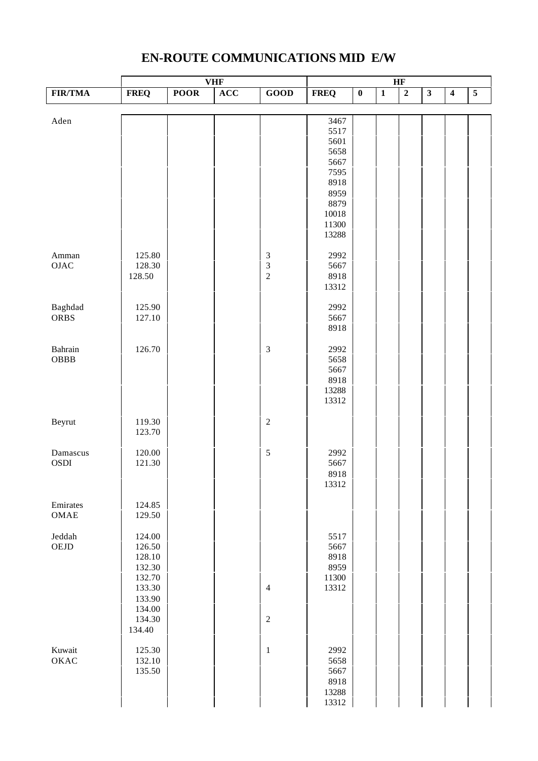# EN-ROUTE COMMUNICATIONS MID E/W

| | VHF | | | | HF | | | | | | |
|---|---|---|---|---|---|---|---|---|---|---|---|
| FIR/TMA | FREQ | POOR | ACC | GOOD | FREQ | 0 | 1 | 2 | 3 | 4 | 5 |
| Aden | | | | | 3467 | | | | | | |
| | | | | | 5517 | | | | | | |
| | | | | | 5601 | | | | | | |
| | | | | | 5658 | | | | | | |
| | | | | | 5667 | | | | | | |
| | | | | | 7595 | | | | | | |
| | | | | | 8918 | | | | | | |
| | | | | | 8959 | | | | | | |
| | | | | | 8879 | | | | | | |
| | | | | | 10018 | | | | | | |
| | | | | | 11300 | | | | | | |
| | | | | | 13288 | | | | | | |
| Amman | 125.80 | | | 3 | 2992 | | | | | | |
| OJAC | 128.30 | | | 3 | 5667 | | | | | | |
| | 128.50 | | | 2 | 8918 | | | | | | |
| | | | | | 13312 | | | | | | |
| Baghdad | 125.90 | | | | 2992 | | | | | | |
| ORBS | 127.10 | | | | 5667 | | | | | | |
| | | | | | 8918 | | | | | | |
| Bahrain | 126.70 | | | 3 | 2992 | | | | | | |
| OBBB | | | | | 5658 | | | | | | |
| | | | | | 5667 | | | | | | |
| | | | | | 8918 | | | | | | |
| | | | | | 13288 | | | | | | |
| | | | | | 13312 | | | | | | |
| Beyrut | 119.30 | | | 2 | | | | | | | |
| | 123.70 | | | | | | | | | | |
| Damascus | 120.00 | | | 5 | 2992 | | | | | | |
| OSDI | 121.30 | | | | 5667 | | | | | | |
| | | | | | 8918 | | | | | | |
| | | | | | 13312 | | | | | | |
| Emirates | 124.85 | | | | | | | | | | |
| OMAE | 129.50 | | | | | | | | | | |
| Jeddah | 124.00 | | | | 5517 | | | | | | |
| OEJD | 126.50 | | | | 5667 | | | | | | |
| | 128.10 | | | | 8918 | | | | | | |
| | 132.30 | | | | 8959 | | | | | | |
| | 132.70 | | | | 11300 | | | | | | |
| | 133.30 | | | 4 | 13312 | | | | | | |
| | 133.90 | | | | | | | | | | |
| | 134.00 | | | | | | | | | | |
| | 134.30 | | | 2 | | | | | | | |
| | 134.40 | | | | | | | | | | |
| Kuwait | 125.30 | | | 1 | 2992 | | | | | | |
| OKAC | 132.10 | | | | 5658 | | | | | | |
| | 135.50 | | | | 5667 | | | | | | |
| | | | | | 8918 | | | | | | |
| | | | | | 13288 | | | | | | |
| | | | | | 13312 | | | | | | |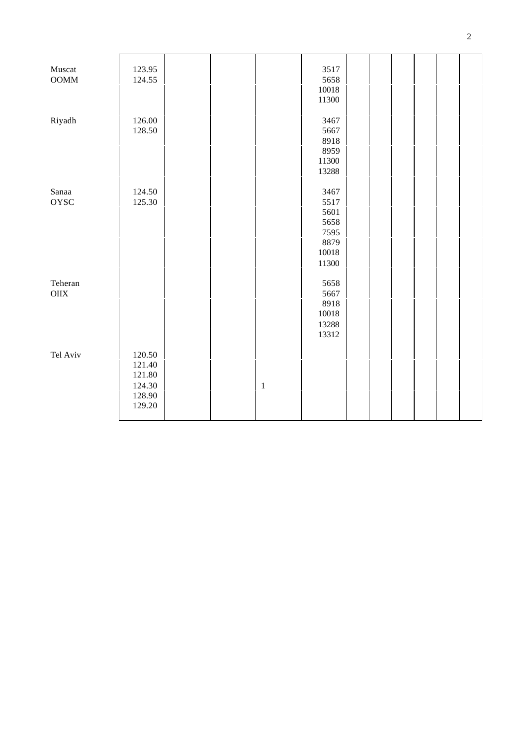| | | | | | | | | | | | |
|---|---|---|---|---|---|---|---|---|---|---|---|
| Muscat | 123.95 | | | | 3517 | | | | | | |
| OOMM | 124.55 | | | | 5658 | | | | | | |
| | | | | | 10018 | | | | | | |
| | | | | | 11300 | | | | | | |
| Riyadh | 126.00 | | | | 3467 | | | | | | |
| | 128.50 | | | | 5667 | | | | | | |
| | | | | | 8918 | | | | | | |
| | | | | | 8959 | | | | | | |
| | | | | | 11300 | | | | | | |
| | | | | | 13288 | | | | | | |
| Sanaa | 124.50 | | | | 3467 | | | | | | |
| OYSC | 125.30 | | | | 5517 | | | | | | |
| | | | | | 5601 | | | | | | |
| | | | | | 5658 | | | | | | |
| | | | | | 7595 | | | | | | |
| | | | | | 8879 | | | | | | |
| | | | | | 10018 | | | | | | |
| | | | | | 11300 | | | | | | |
| Teheran | | | | | 5658 | | | | | | |
| OIIX | | | | | 5667 | | | | | | |
| | | | | | 8918 | | | | | | |
| | | | | | 10018 | | | | | | |
| | | | | | 13288 | | | | | | |
| | | | | | 13312 | | | | | | |
| Tel Aviv | 120.50 | | | | | | | | | | |
| | 121.40 | | | | | | | | | | |
| | 121.80 | | | | | | | | | | |
| | 124.30 | | | 1 | | | | | | | |
| | 128.90 | | | | | | | | | | |
| | 129.20 | | | | | | | | | | |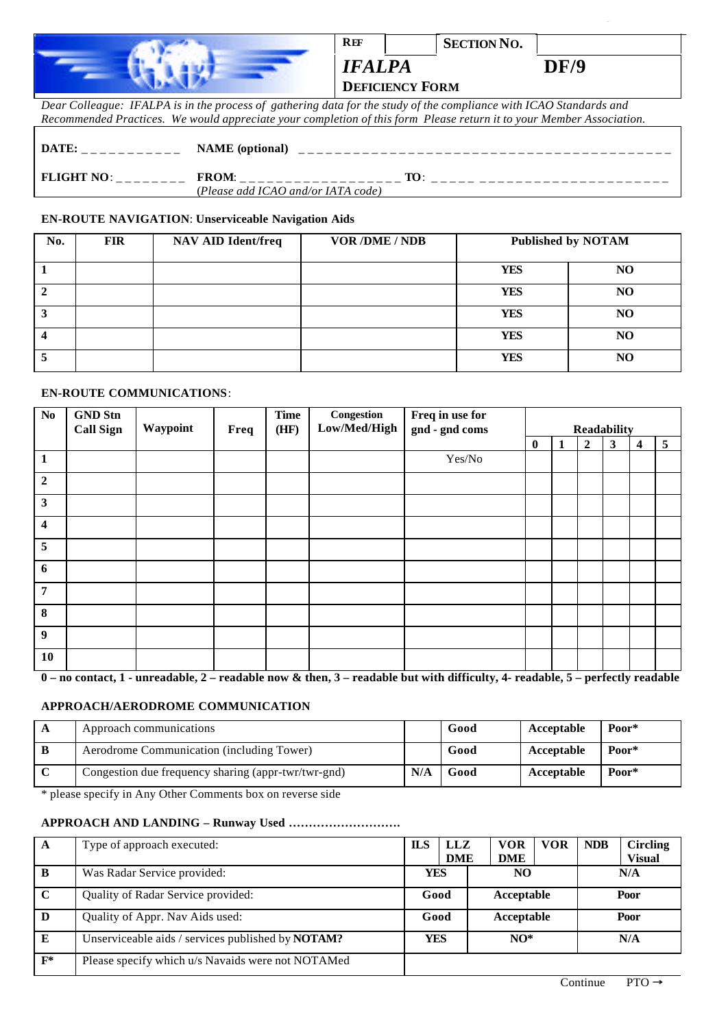| REF | | SECTION NO. | |
|---|---|---|---|
| *IFALPA* | | | DF/9 |
| DEFICIENCY FORM | | | |

*Dear Colleague: IFALPA is in the process of gathering data for the study of the compliance with ICAO Standards and Recommended Practices. We would appreciate your completion of this form Please return it to your Member Association.*

**DATE:** _ _ _ _ _ _ _ _ _ _ _ **NAME (optional)** _ _ _ _ _ _ _ _ _ _ _ _ _ _ _ _ _ _ _ _ _ _ _ _ _ _ _ _ _ _ _ _ _ _ _ _ _ _ _ _ _ _

**FLIGHT NO**: _ _ _ _ _ _ _ _ **FROM**: _ _ _ _ _ _ _ _ _ _ _ _ _ _ _ _ _ _ **TO**: _ _ _ _ _ _ _ _ _ _ _ _ _ _ _ _ _ _ _ _ _ _ _ _ _ _ _
(Please add ICAO and/or IATA code)

**EN-ROUTE NAVIGATION**: **Unserviceable Navigation Aids**

| No. | FIR | NAV AID Ident/freq | VOR /DME / NDB | Published by NOTAM | |
|---|---|---|---|---|---|
| 1 | | | | YES | NO |
| 2 | | | | YES | NO |
| 3 | | | | YES | NO |
| 4 | | | | YES | NO |
| 5 | | | | YES | NO |

**EN-ROUTE COMMUNICATIONS**:

| No | GND Stn Call Sign | Waypoint | Freq | Time (HF) | Congestion Low/Med/High | Freq in use for gnd - gnd coms | Readability | | | | | |
|---|---|---|---|---|---|---|---|---|---|---|---|---|
| | | | | | | | 0 | 1 | 2 | 3 | 4 | 5 |
| 1 | | | | | | Yes/No | | | | | | |
| 2 | | | | | | | | | | | | |
| 3 | | | | | | | | | | | | |
| 4 | | | | | | | | | | | | |
| 5 | | | | | | | | | | | | |
| 6 | | | | | | | | | | | | |
| 7 | | | | | | | | | | | | |
| 8 | | | | | | | | | | | | |
| 9 | | | | | | | | | | | | |
| 10 | | | | | | | | | | | | |

**0 – no contact, 1 - unreadable, 2 – readable now & then, 3 – readable but with difficulty, 4- readable, 5 – perfectly readable**

**APPROACH/AERODROME COMMUNICATION**

| | | | | | |
|---|---|---|---|---|---|
| A | Approach communications | | Good | Acceptable | Poor* |
| B | Aerodrome Communication (including Tower) | | Good | Acceptable | Poor* |
| C | Congestion due frequency sharing (appr-twr/twr-gnd) | N/A | Good | Acceptable | Poor* |

\* please specify in Any Other Comments box on reverse side

**APPROACH AND LANDING – Runway Used ………………………**

| | | | | | | | |
|---|---|---|---|---|---|---|---|
| A | Type of approach executed: | ILS | LLZ DME | VOR DME | VOR | NDB | Circling Visual |
| B | Was Radar Service provided: | YES | | NO | | N/A | |
| C | Quality of Radar Service provided: | Good | | Acceptable | | Poor | |
| D | Quality of Appr. Nav Aids used: | Good | | Acceptable | | Poor | |
| E | Unserviceable aids / services published by **NOTAM?** | YES | | NO* | | N/A | |
| F* | Please specify which u/s Navaids were not NOTAMed | | | | | | |

Continue PTO →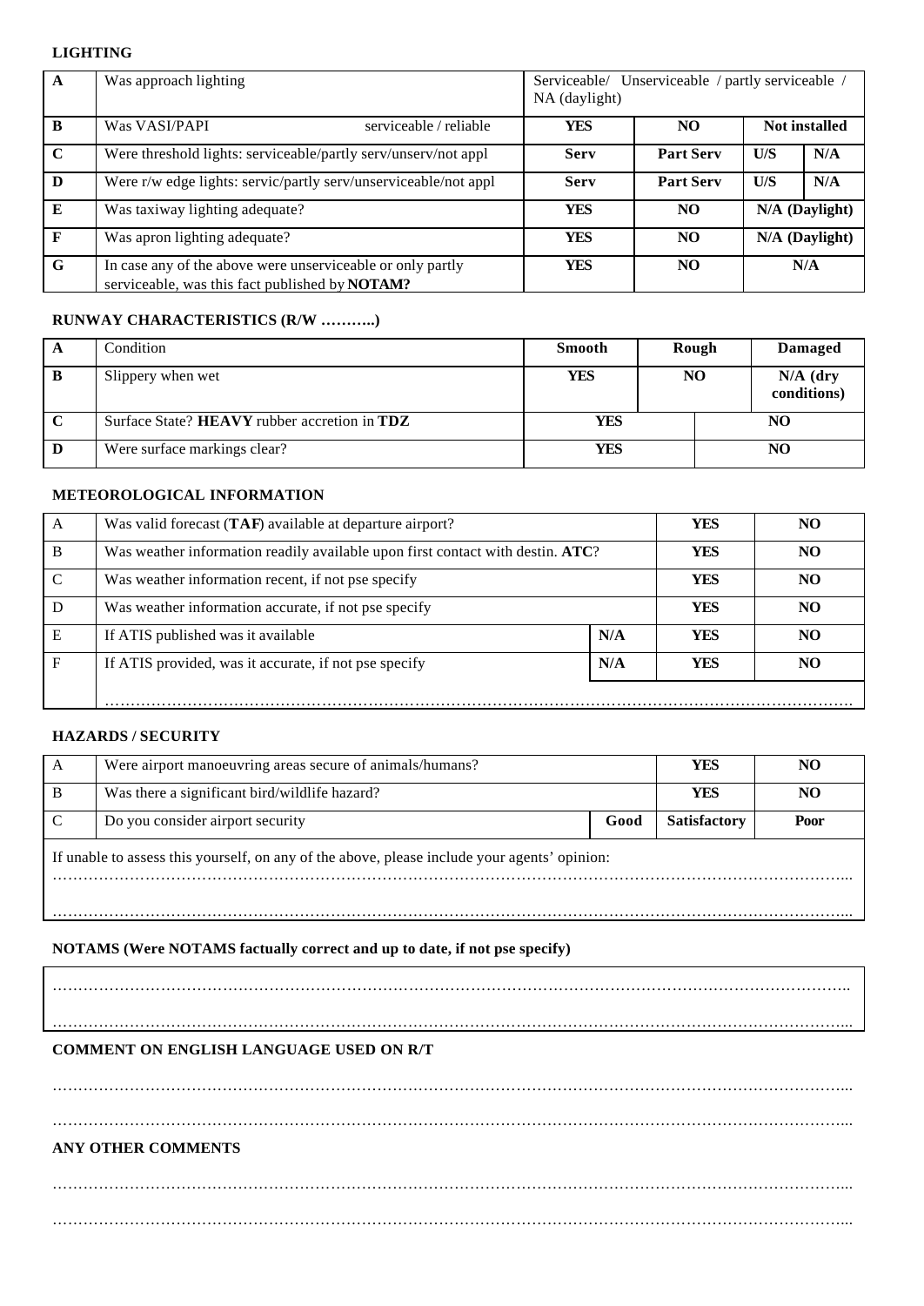**LIGHTING**

| | | | | | |
|---|---|---|---|---|---|
| **A** | Was approach lighting | Serviceable/ Unserviceable / partly serviceable / NA (daylight) | | | |
| **B** | Was VASI/PAPI serviceable / reliable | **YES** | **NO** | **Not installed** | |
| **C** | Were threshold lights: serviceable/partly serv/unserv/not appl | **Serv** | **Part Serv** | **U/S** | **N/A** |
| **D** | Were r/w edge lights: servic/partly serv/unserviceable/not appl | **Serv** | **Part Serv** | **U/S** | **N/A** |
| **E** | Was taxiway lighting adequate? | **YES** | **NO** | **N/A (Daylight)** | |
| **F** | Was apron lighting adequate? | **YES** | **NO** | **N/A (Daylight)** | |
| **G** | In case any of the above were unserviceable or only partly serviceable, was this fact published by **NOTAM?** | **YES** | **NO** | **N/A** | |

**RUNWAY CHARACTERISTICS (R/W ………..)**

| | | | | |
|---|---|---|---|---|
| **A** | Condition | **Smooth** | **Rough** | **Damaged** |
| **B** | Slippery when wet | **YES** | **NO** | **N/A (dry conditions)** |
| **C** | Surface State? **HEAVY** rubber accretion in **TDZ** | **YES** | **NO** | |
| **D** | Were surface markings clear? | **YES** | **NO** | |

**METEOROLOGICAL INFORMATION**

| | | | | |
|---|---|---|---|---|
| A | Was valid forecast (**TAF**) available at departure airport? | | **YES** | **NO** |
| B | Was weather information readily available upon first contact with destin. **ATC**? | | **YES** | **NO** |
| C | Was weather information recent, if not pse specify | | **YES** | **NO** |
| D | Was weather information accurate, if not pse specify | | **YES** | **NO** |
| E | If ATIS published was it available | **N/A** | **YES** | **NO** |
| F | If ATIS provided, was it accurate, if not pse specify | **N/A** | **YES** | **NO** |
| | ……………………………………………………………………………………………………………………………… | | | |

**HAZARDS / SECURITY**

| | | | | |
|---|---|---|---|---|
| A | Were airport manoeuvring areas secure of animals/humans? | | **YES** | **NO** |
| B | Was there a significant bird/wildlife hazard? | | **YES** | **NO** |
| C | Do you consider airport security | **Good** | **Satisfactory** | **Poor** |

If unable to assess this yourself, on any of the above, please include your agents' opinion:

………………………………………………………………………………………………………………………………...

………………………………………………………………………………………………………………………………...

**NOTAMS (Were NOTAMS factually correct and up to date, if not pse specify)**

………………………………………………………………………………………………………………………………..

………………………………………………………………………………………………………………………………...

**COMMENT ON ENGLISH LANGUAGE USED ON R/T**

………………………………………………………………………………………………………………………………...

………………………………………………………………………………………………………………………………...

**ANY OTHER COMMENTS**

………………………………………………………………………………………………………………………………...

………………………………………………………………………………………………………………………………...